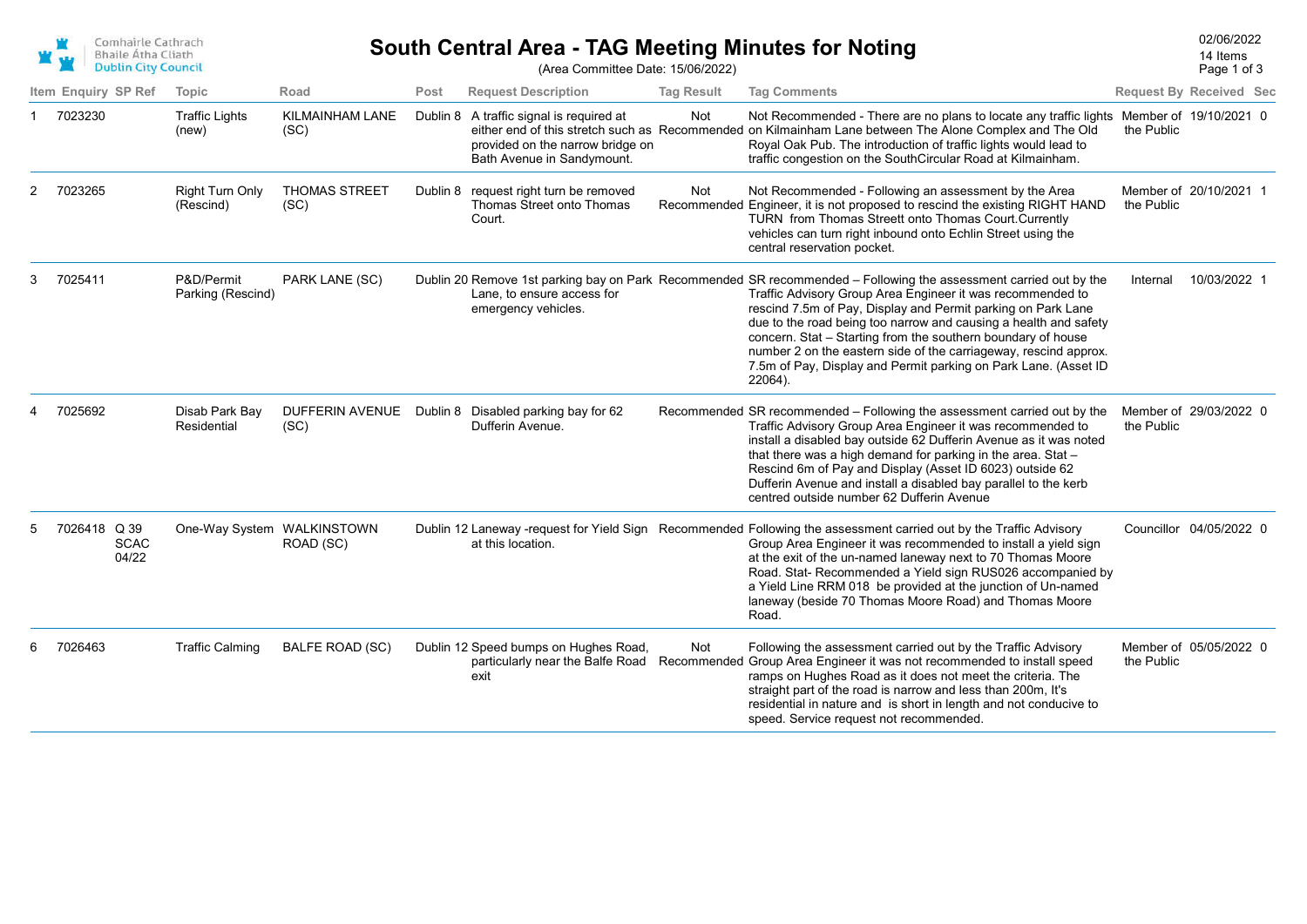Comhairle Cathrach Bhaile Átha Cliath
Dublin City Council

# South Central Area - TAG Meeting Minutes for Noting

(Area Committee Date: 15/06/2022)

02/06/2022
14 Items

| Item | Enquiry | SP Ref | Topic | Road | Post | Request Description | Tag Result | Tag Comments | Request By | Received | Sec |
|---|---|---|---|---|---|---|---|---|---|---|---|
| 1 | 7023230 | | Traffic Lights (new) | KILMAINHAM LANE (SC) | Dublin 8 | A traffic signal is required at either end of this stretch such as provided on the narrow bridge on Bath Avenue in Sandymount. | Not Recommended | Not Recommended - There are no plans to locate any traffic lights on Kilmainham Lane between The Alone Complex and The Old Royal Oak Pub. The introduction of traffic lights would lead to traffic congestion on the SouthCircular Road at Kilmainham. | Member of the Public | 19/10/2021 | 0 |
| 2 | 7023265 | | Right Turn Only (Rescind) | THOMAS STREET (SC) | Dublin 8 | request right turn be removed Thomas Street onto Thomas Court. | Not Recommended | Not Recommended - Following an assessment by the Area Engineer, it is not proposed to rescind the existing RIGHT HAND TURN from Thomas Streett onto Thomas Court.Currently vehicles can turn right inbound onto Echlin Street using the central reservation pocket. | Member of the Public | 20/10/2021 | 1 |
| 3 | 7025411 | | P&D/Permit Parking (Rescind) | PARK LANE (SC) | Dublin 20 | Remove 1st parking bay on Park Lane, to ensure access for emergency vehicles. | Recommended | SR recommended – Following the assessment carried out by the Traffic Advisory Group Area Engineer it was recommended to rescind 7.5m of Pay, Display and Permit parking on Park Lane due to the road being too narrow and causing a health and safety concern. Stat – Starting from the southern boundary of house number 2 on the eastern side of the carriageway, rescind approx. 7.5m of Pay, Display and Permit parking on Park Lane. (Asset ID 22064). | Internal | 10/03/2022 | 1 |
| 4 | 7025692 | | Disab Park Bay Residential | DUFFERIN AVENUE (SC) | Dublin 8 | Disabled parking bay for 62 Dufferin Avenue. | Recommended | SR recommended – Following the assessment carried out by the Traffic Advisory Group Area Engineer it was recommended to install a disabled bay outside 62 Dufferin Avenue as it was noted that there was a high demand for parking in the area. Stat – Rescind 6m of Pay and Display (Asset ID 6023) outside 62 Dufferin Avenue and install a disabled bay parallel to the kerb centred outside number 62 Dufferin Avenue | Member of the Public | 29/03/2022 | 0 |
| 5 | 7026418 | Q 39 SCAC 04/22 | One-Way System | WALKINSTOWN ROAD (SC) | Dublin 12 | Laneway -request for Yield Sign at this location. | Recommended | Following the assessment carried out by the Traffic Advisory Group Area Engineer it was recommended to install a yield sign at the exit of the un-named laneway next to 70 Thomas Moore Road. Stat- Recommended a Yield sign RUS026 accompanied by a Yield Line RRM 018 be provided at the junction of Un-named laneway (beside 70 Thomas Moore Road) and Thomas Moore Road. | Councillor | 04/05/2022 | 0 |
| 6 | 7026463 | | Traffic Calming | BALFE ROAD (SC) | Dublin 12 | Speed bumps on Hughes Road, particularly near the Balfe Road exit | Not Recommended | Following the assessment carried out by the Traffic Advisory Group Area Engineer it was not recommended to install speed ramps on Hughes Road as it does not meet the criteria. The straight part of the road is narrow and less than 200m, It's residential in nature and is short in length and not conducive to speed. Service request not recommended. | Member of the Public | 05/05/2022 | 0 |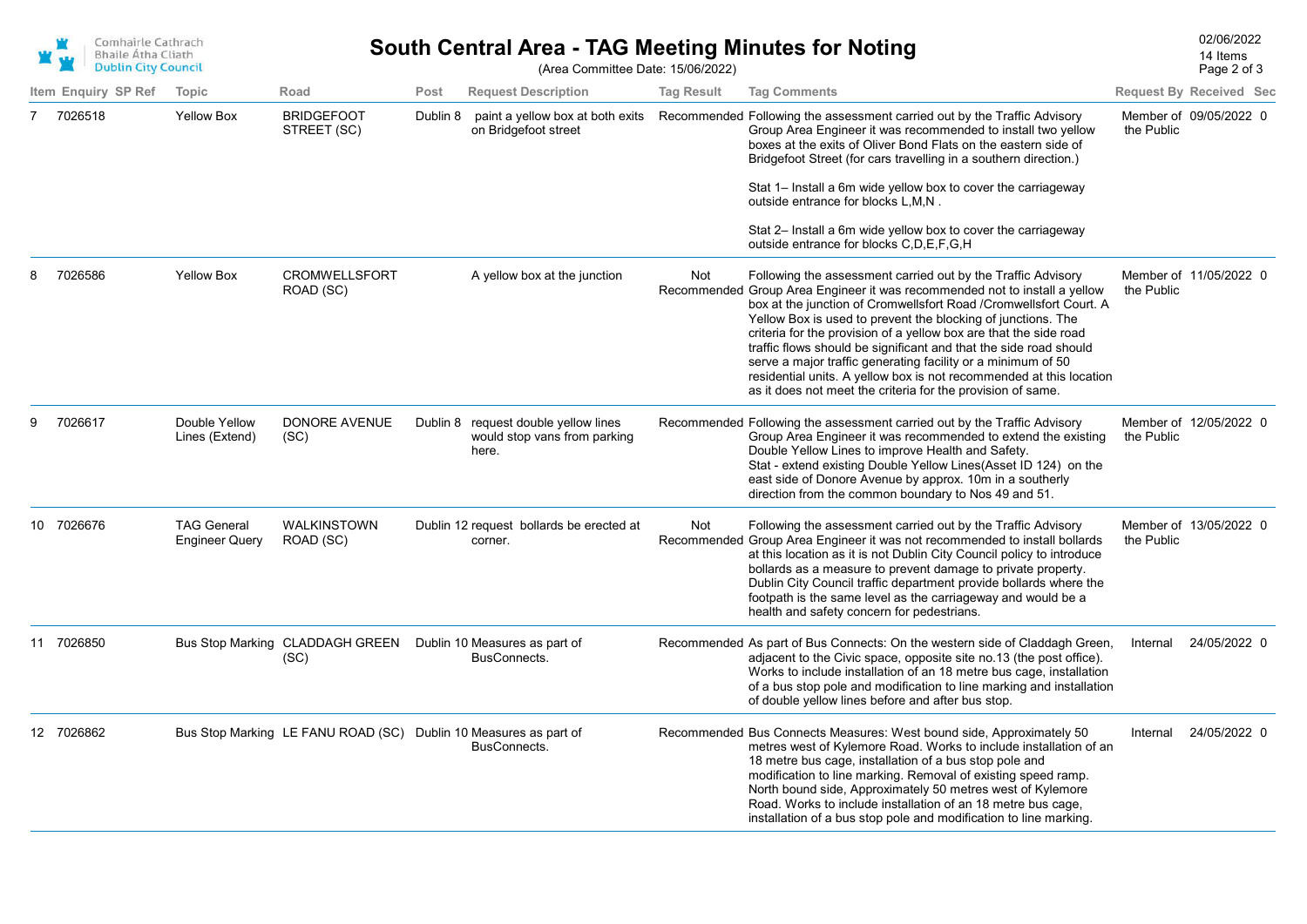# South Central Area - TAG Meeting Minutes for Noting

(Area Committee Date: 15/06/2022)

| Item | Enquiry | SP Ref | Topic | Road | Post | Request Description | Tag Result | Tag Comments | Request By | Received | Sec |
|---|---|---|---|---|---|---|---|---|---|---|---|
| 7 | 7026518 | | Yellow Box | BRIDGEFOOT STREET (SC) | Dublin 8 | paint a yellow box at both exits on Bridgefoot street | Recommended | Following the assessment carried out by the Traffic Advisory Group Area Engineer it was recommended to install two yellow boxes at the exits of Oliver Bond Flats on the eastern side of Bridgefoot Street (for cars travelling in a southern direction.)<br><br>Stat 1– Install a 6m wide yellow box to cover the carriageway outside entrance for blocks L,M,N .<br><br>Stat 2– Install a 6m wide yellow box to cover the carriageway outside entrance for blocks C,D,E,F,G,H | Member of the Public | 09/05/2022 | 0 |
| 8 | 7026586 | | Yellow Box | CROMWELLSFORT ROAD (SC) | | A yellow box at the junction | Not Recommended | Following the assessment carried out by the Traffic Advisory Group Area Engineer it was recommended not to install a yellow box at the junction of Cromwellsfort Road /Cromwellsfort Court. A Yellow Box is used to prevent the blocking of junctions. The criteria for the provision of a yellow box are that the side road traffic flows should be significant and that the side road should serve a major traffic generating facility or a minimum of 50 residential units. A yellow box is not recommended at this location as it does not meet the criteria for the provision of same. | Member of the Public | 11/05/2022 | 0 |
| 9 | 7026617 | | Double Yellow Lines (Extend) | DONORE AVENUE (SC) | Dublin 8 | request double yellow lines would stop vans from parking here. | Recommended | Following the assessment carried out by the Traffic Advisory Group Area Engineer it was recommended to extend the existing Double Yellow Lines to improve Health and Safety.<br>Stat - extend existing Double Yellow Lines(Asset ID 124) on the east side of Donore Avenue by approx. 10m in a southerly direction from the common boundary to Nos 49 and 51. | Member of the Public | 12/05/2022 | 0 |
| 10 | 7026676 | | TAG General Engineer Query | WALKINSTOWN ROAD (SC) | Dublin 12 | request bollards be erected at corner. | Not Recommended | Following the assessment carried out by the Traffic Advisory Group Area Engineer it was not recommended to install bollards at this location as it is not Dublin City Council policy to introduce bollards as a measure to prevent damage to private property. Dublin City Council traffic department provide bollards where the footpath is the same level as the carriageway and would be a health and safety concern for pedestrians. | Member of the Public | 13/05/2022 | 0 |
| 11 | 7026850 | | Bus Stop Marking | CLADDAGH GREEN (SC) | Dublin 10 | Measures as part of BusConnects. | Recommended | As part of Bus Connects: On the western side of Claddagh Green, adjacent to the Civic space, opposite site no.13 (the post office). Works to include installation of an 18 metre bus cage, installation of a bus stop pole and modification to line marking and installation of double yellow lines before and after bus stop. | Internal | 24/05/2022 | 0 |
| 12 | 7026862 | | Bus Stop Marking | LE FANU ROAD (SC) | Dublin 10 | Measures as part of BusConnects. | Recommended | Bus Connects Measures: West bound side, Approximately 50 metres west of Kylemore Road. Works to include installation of an 18 metre bus cage, installation of a bus stop pole and modification to line marking. Removal of existing speed ramp. North bound side, Approximately 50 metres west of Kylemore Road. Works to include installation of an 18 metre bus cage, installation of a bus stop pole and modification to line marking. | Internal | 24/05/2022 | 0 |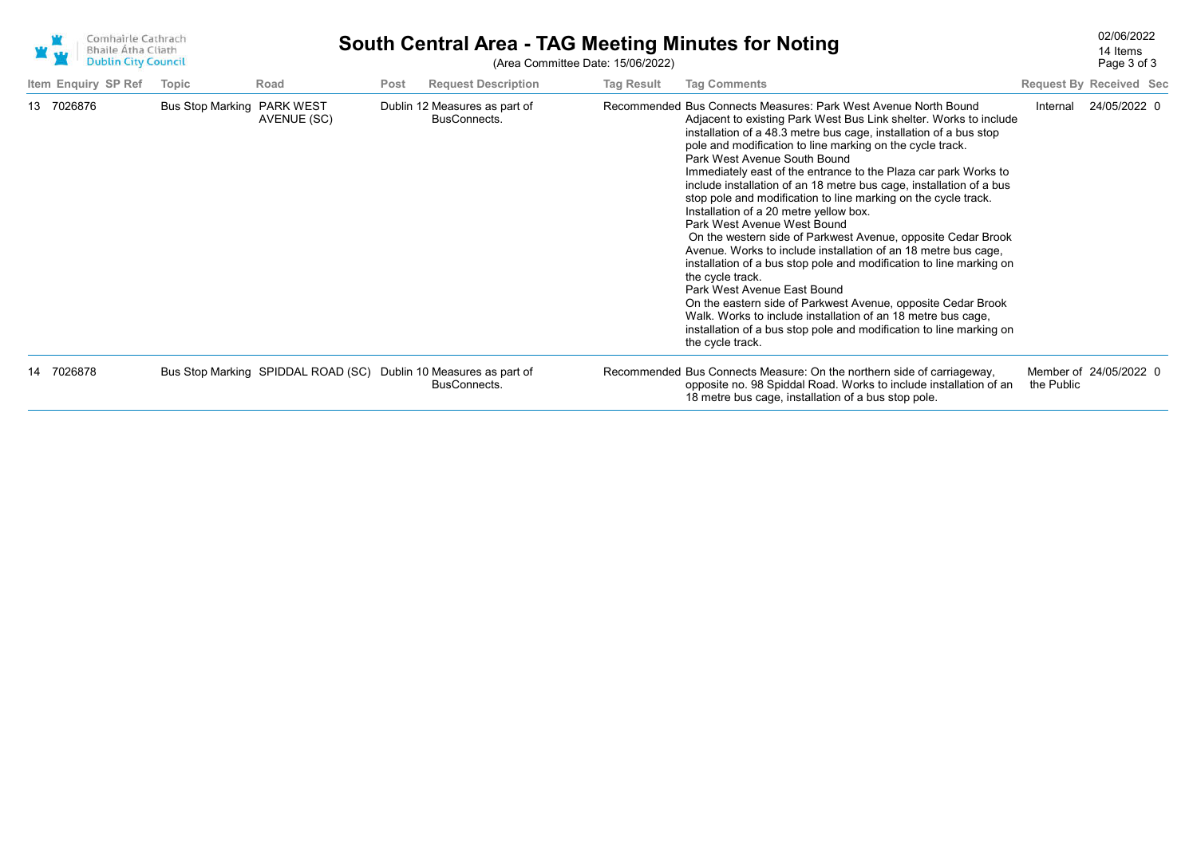# South Central Area - TAG Meeting Minutes for Noting

(Area Committee Date: 15/06/2022)

02/06/2022
14 Items

| Item | Enquiry | SP Ref | Topic | Road | Post | Request Description | Tag Result | Tag Comments | Request By | Received | Sec |
|---|---|---|---|---|---|---|---|---|---|---|---|
| 13 | 7026876 | | Bus Stop Marking | PARK WEST AVENUE (SC) | Dublin 12 | Measures as part of BusConnects. | Recommended | Bus Connects Measures: Park West Avenue North Bound<br>Adjacent to existing Park West Bus Link shelter. Works to include installation of a 48.3 metre bus cage, installation of a bus stop pole and modification to line marking on the cycle track.<br>Park West Avenue South Bound<br>Immediately east of the entrance to the Plaza car park Works to include installation of an 18 metre bus cage, installation of a bus stop pole and modification to line marking on the cycle track. Installation of a 20 metre yellow box.<br>Park West Avenue West Bound<br>On the western side of Parkwest Avenue, opposite Cedar Brook Avenue. Works to include installation of an 18 metre bus cage, installation of a bus stop pole and modification to line marking on the cycle track.<br>Park West Avenue East Bound<br>On the eastern side of Parkwest Avenue, opposite Cedar Brook Walk. Works to include installation of an 18 metre bus cage, installation of a bus stop pole and modification to line marking on the cycle track. | Internal | 24/05/2022 | 0 |
| 14 | 7026878 | | Bus Stop Marking | SPIDDAL ROAD (SC) | Dublin 10 | Measures as part of BusConnects. | Recommended | Bus Connects Measure: On the northern side of carriageway, opposite no. 98 Spiddal Road. Works to include installation of an 18 metre bus cage, installation of a bus stop pole. | Member of the Public | 24/05/2022 | 0 |